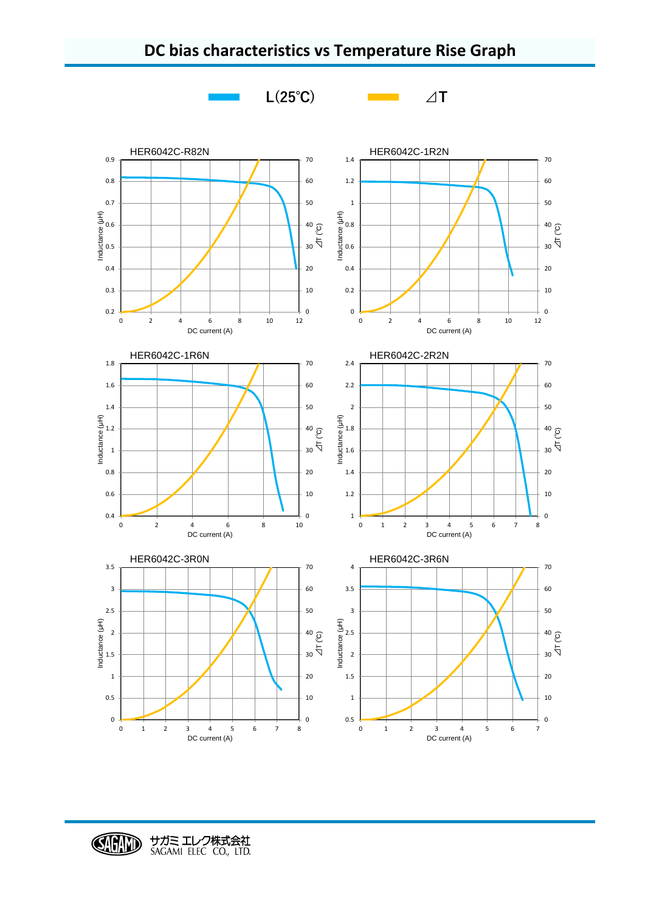# DC bias characteristics vs Temperature Rise Graph

L(25℃)　　⊿T

HER6042C-R82N

HER6042C-1R2N

HER6042C-1R6N

HER6042C-2R2N

HER6042C-3R0N

HER6042C-3R6N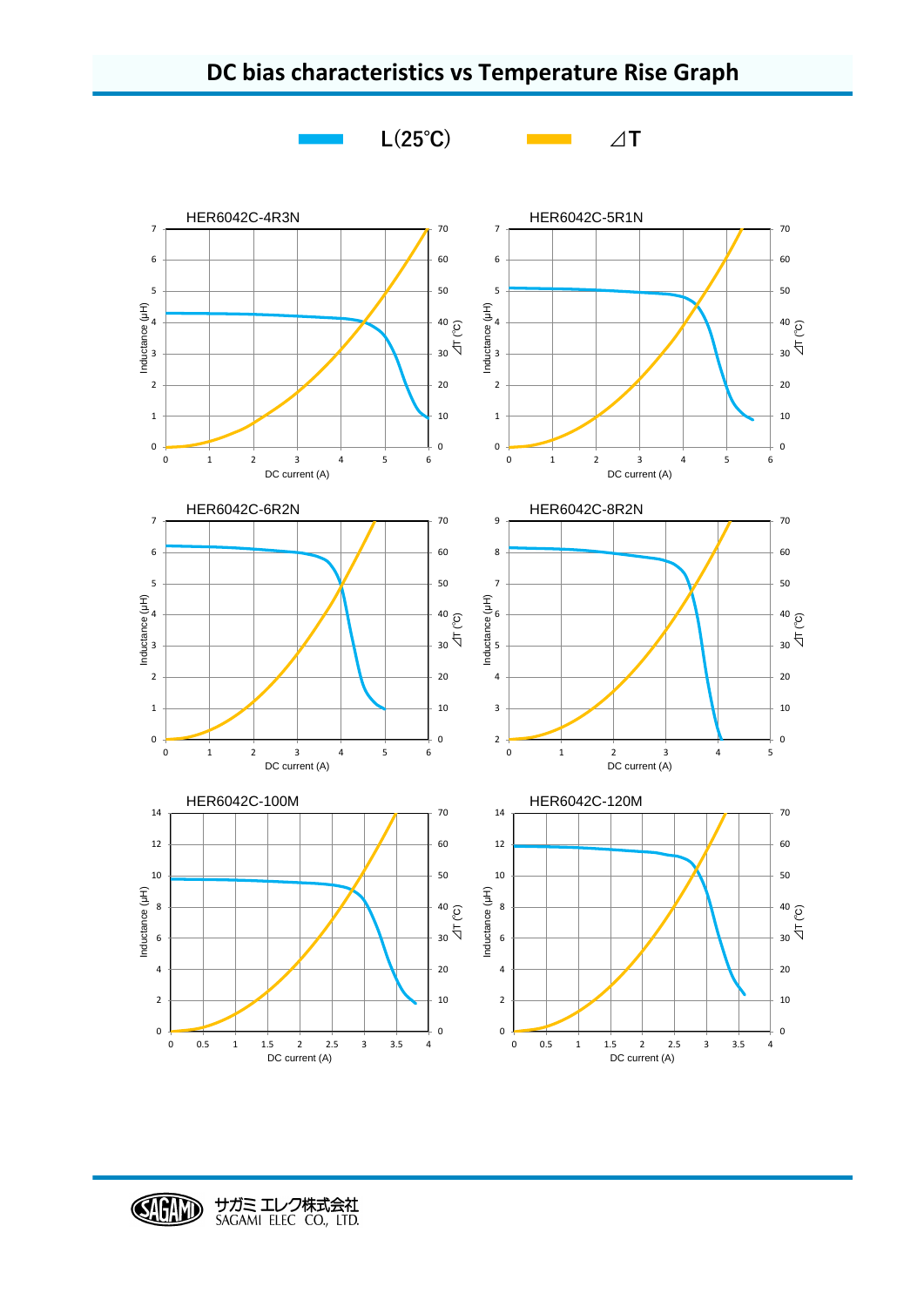# DC bias characteristics vs Temperature Rise Graph

L(25℃)　　⊿T

HER6042C-4R3N

HER6042C-5R1N

HER6042C-6R2N

HER6042C-8R2N

HER6042C-100M

HER6042C-120M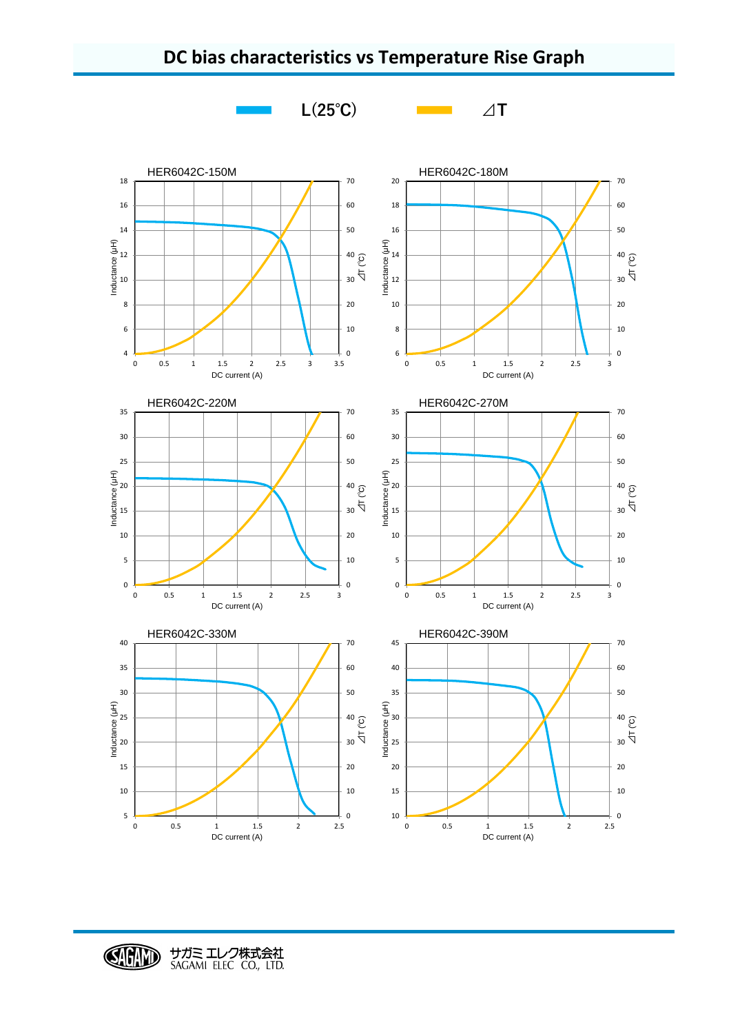# DC bias characteristics vs Temperature Rise Graph

L(25℃) ⊿T

HER6042C-150M

HER6042C-180M

HER6042C-220M

HER6042C-270M

HER6042C-330M

HER6042C-390M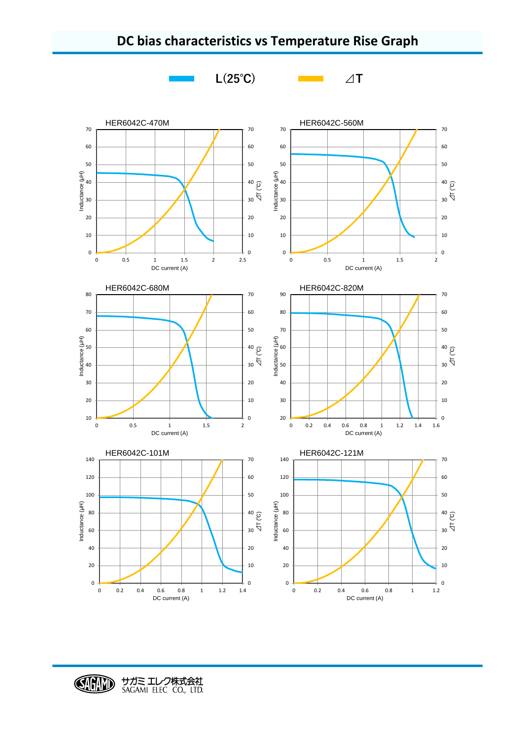# DC bias characteristics vs Temperature Rise Graph

L(25℃) ⊿T

HER6042C-470M

HER6042C-560M

HER6042C-680M

HER6042C-820M

HER6042C-101M

HER6042C-121M

サガミ エレク株式会社
SAGAMI ELEC CO., LTD.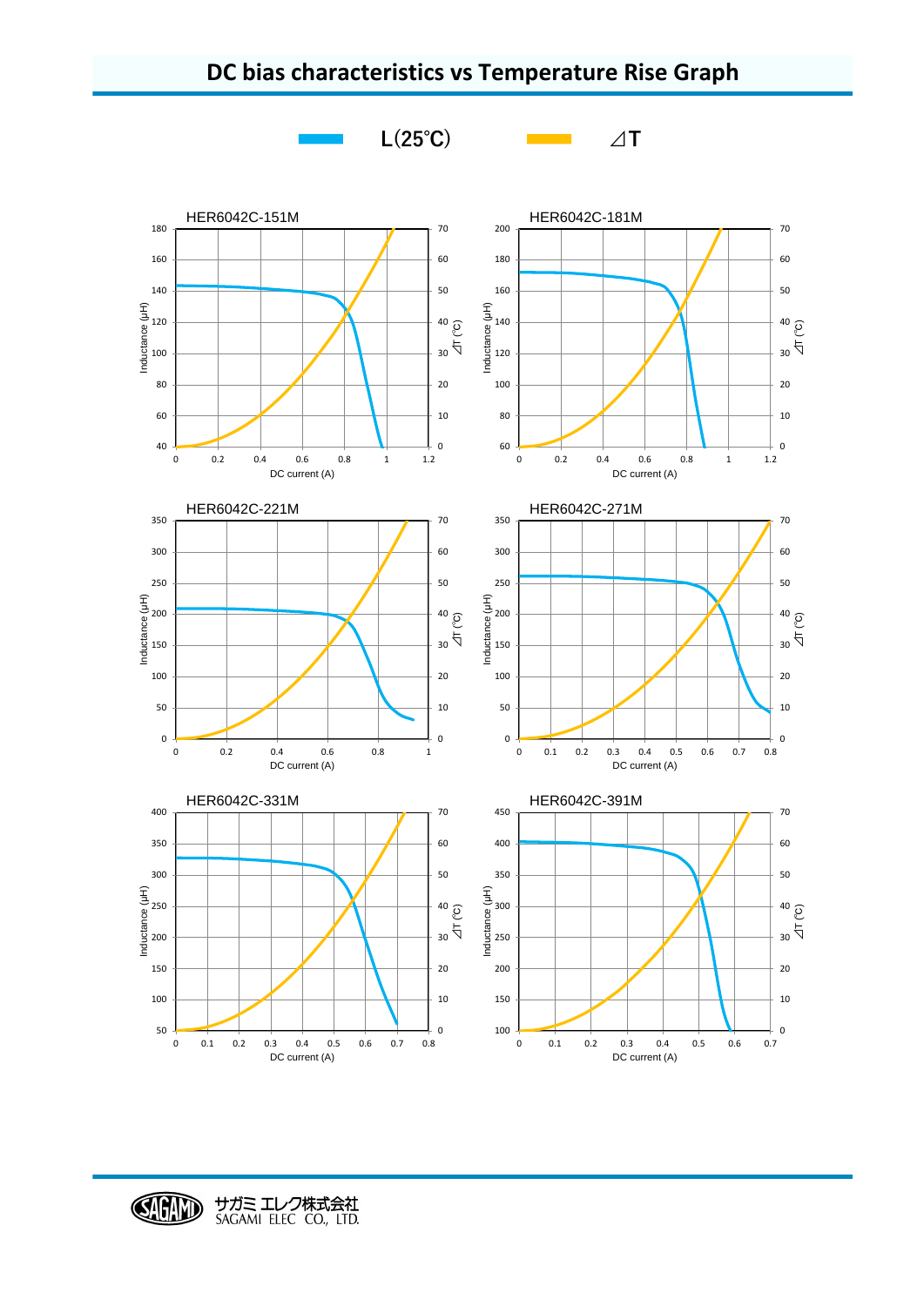# DC bias characteristics vs Temperature Rise Graph

L(25℃)　　⊿T

HER6042C-151M

HER6042C-181M

HER6042C-221M

HER6042C-271M

HER6042C-331M

HER6042C-391M

サガミ エレク株式会社
SAGAMI ELEC CO., LTD.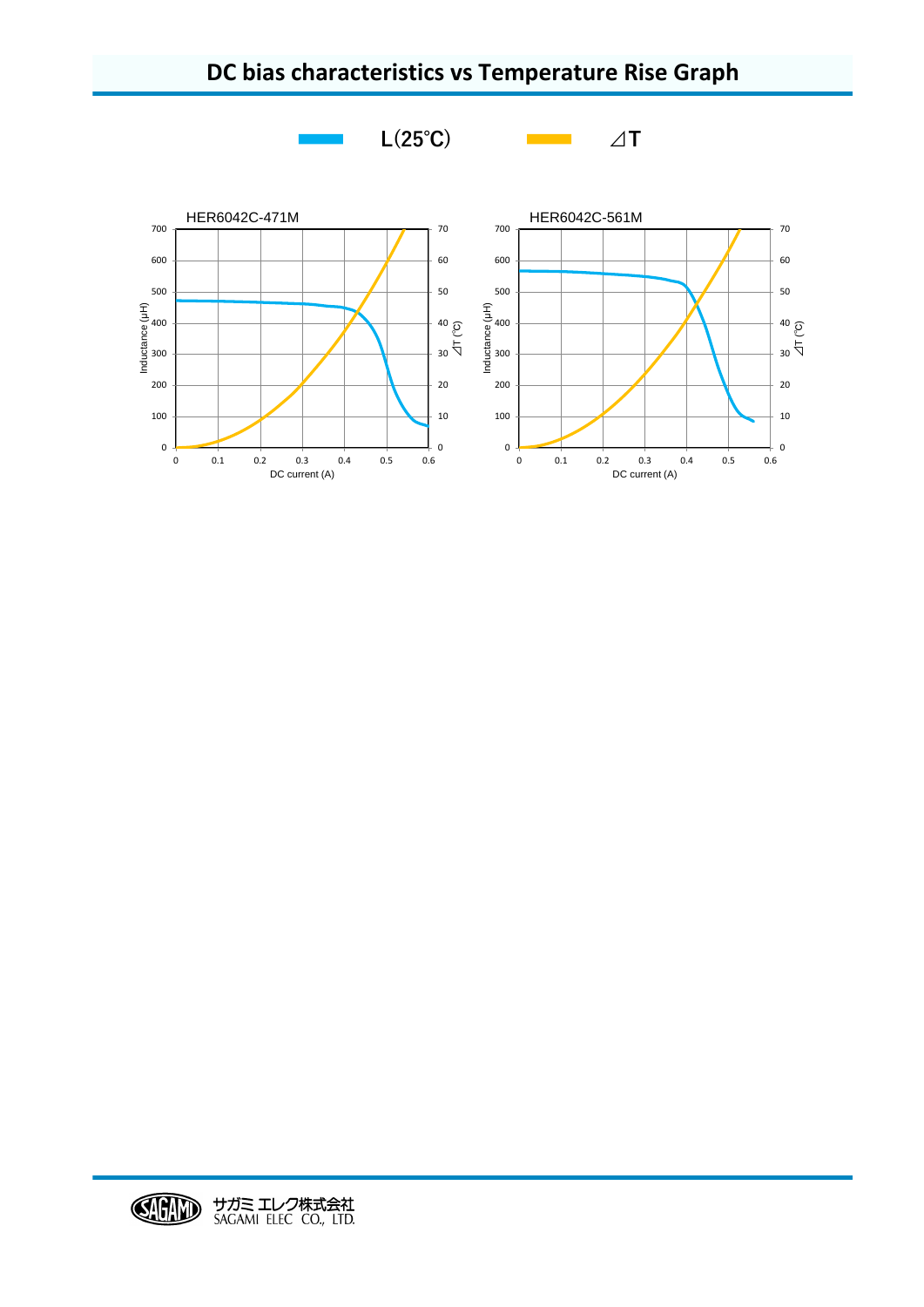# DC bias characteristics vs Temperature Rise Graph

L(25°C) ⊿T

HER6042C-471M

Inductance (μH)
700
600
500
400
300
200
100
0

⊿T (°C)
70
60
50
40
30
20
10
0

0 0.1 0.2 0.3 0.4 0.5 0.6
DC current (A)

HER6042C-561M

Inductance (μH)
700
600
500
400
300
200
100
0

⊿T (°C)
70
60
50
40
30
20
10
0

0 0.1 0.2 0.3 0.4 0.5 0.6
DC current (A)

サガミ エレク株式会社
SAGAMI ELEC CO., LTD.